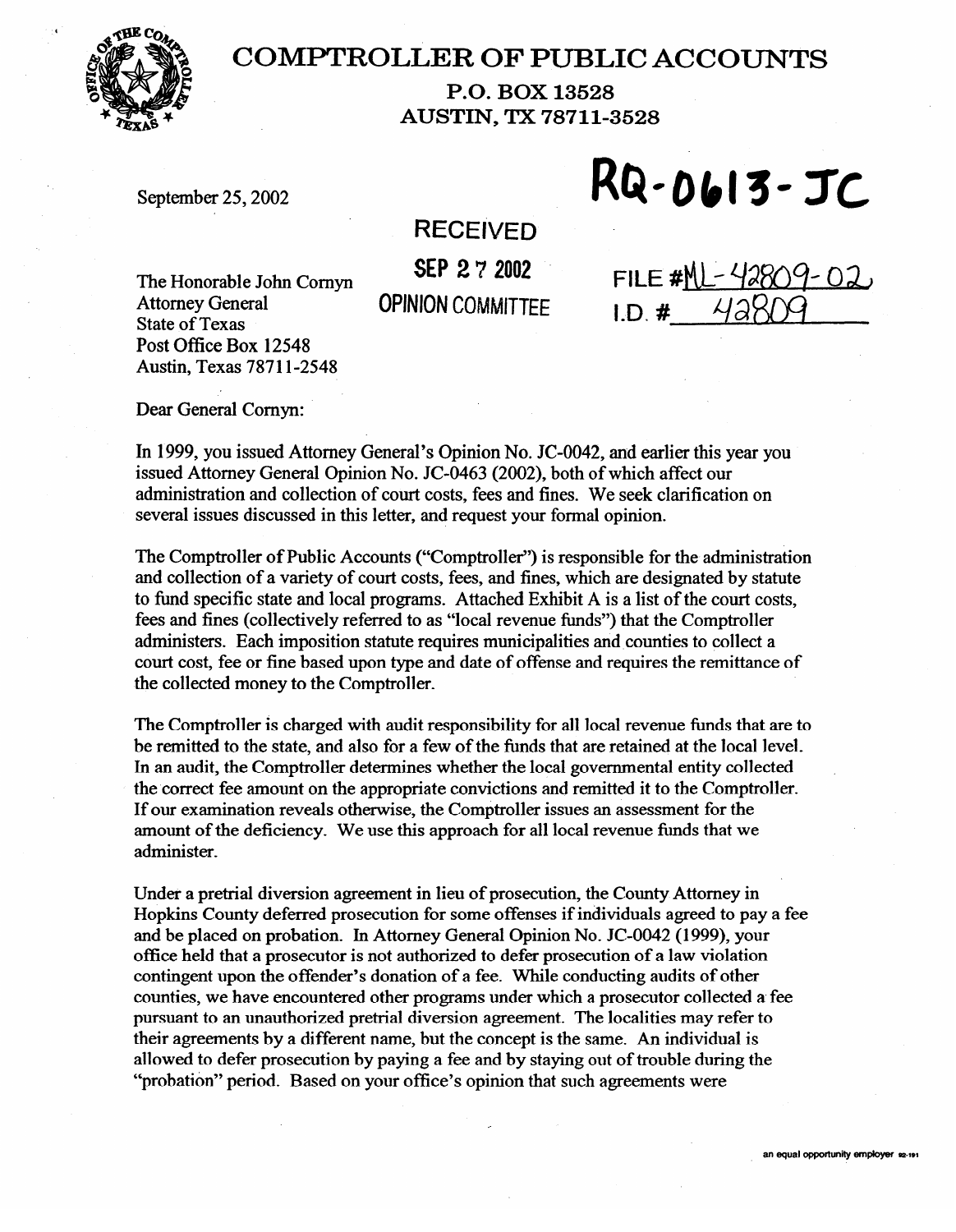# COMPTROLLER OF PUBLIC ACCOUNTS

**P.O. BOX 13528**
**AUSTIN, TX 78711-3528**

September 25, 2002

**RQ-0613-JC**

RECEIVED
SEP 27 2002
OPINION COMMITTEE

FILE # ML-42809-02
I.D. # 42809

The Honorable John Cornyn
Attorney General
State of Texas
Post Office Box 12548
Austin, Texas 78711-2548

Dear General Cornyn:

In 1999, you issued Attorney General's Opinion No. JC-0042, and earlier this year you issued Attorney General Opinion No. JC-0463 (2002), both of which affect our administration and collection of court costs, fees and fines. We seek clarification on several issues discussed in this letter, and request your formal opinion.

The Comptroller of Public Accounts ("Comptroller") is responsible for the administration and collection of a variety of court costs, fees, and fines, which are designated by statute to fund specific state and local programs. Attached Exhibit A is a list of the court costs, fees and fines (collectively referred to as "local revenue funds") that the Comptroller administers. Each imposition statute requires municipalities and counties to collect a court cost, fee or fine based upon type and date of offense and requires the remittance of the collected money to the Comptroller.

The Comptroller is charged with audit responsibility for all local revenue funds that are to be remitted to the state, and also for a few of the funds that are retained at the local level. In an audit, the Comptroller determines whether the local governmental entity collected the correct fee amount on the appropriate convictions and remitted it to the Comptroller. If our examination reveals otherwise, the Comptroller issues an assessment for the amount of the deficiency. We use this approach for all local revenue funds that we administer.

Under a pretrial diversion agreement in lieu of prosecution, the County Attorney in Hopkins County deferred prosecution for some offenses if individuals agreed to pay a fee and be placed on probation. In Attorney General Opinion No. JC-0042 (1999), your office held that a prosecutor is not authorized to defer prosecution of a law violation contingent upon the offender's donation of a fee. While conducting audits of other counties, we have encountered other programs under which a prosecutor collected a fee pursuant to an unauthorized pretrial diversion agreement. The localities may refer to their agreements by a different name, but the concept is the same. An individual is allowed to defer prosecution by paying a fee and by staying out of trouble during the "probation" period. Based on your office's opinion that such agreements were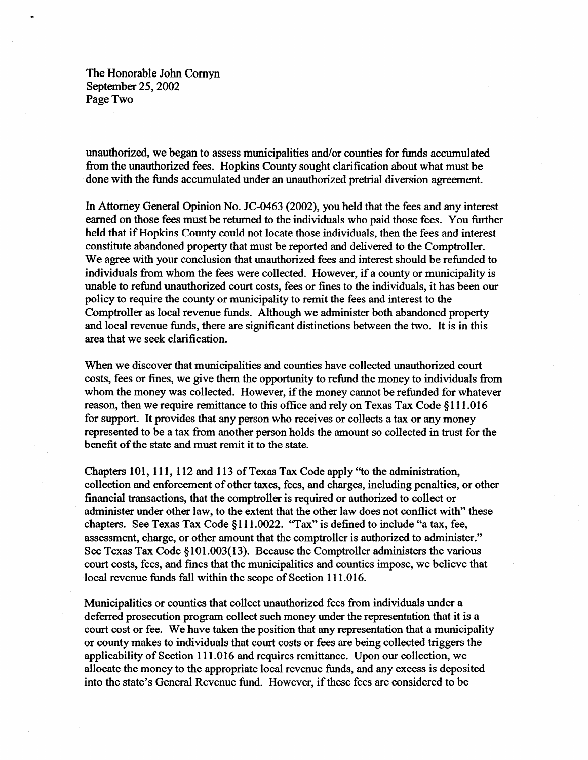unauthorized, we began to assess municipalities and/or counties for funds accumulated from the unauthorized fees. Hopkins County sought clarification about what must be done with the funds accumulated under an unauthorized pretrial diversion agreement.

In Attorney General Opinion No. JC-0463 (2002), you held that the fees and any interest earned on those fees must be returned to the individuals who paid those fees. You further held that if Hopkins County could not locate those individuals, then the fees and interest constitute abandoned property that must be reported and delivered to the Comptroller. We agree with your conclusion that unauthorized fees and interest should be refunded to individuals from whom the fees were collected. However, if a county or municipality is unable to refund unauthorized court costs, fees or fines to the individuals, it has been our policy to require the county or municipality to remit the fees and interest to the Comptroller as local revenue funds. Although we administer both abandoned property and local revenue funds, there are significant distinctions between the two. It is in this area that we seek clarification.

When we discover that municipalities and counties have collected unauthorized court costs, fees or fines, we give them the opportunity to refund the money to individuals from whom the money was collected. However, if the money cannot be refunded for whatever reason, then we require remittance to this office and rely on Texas Tax Code §111.016 for support. It provides that any person who receives or collects a tax or any money represented to be a tax from another person holds the amount so collected in trust for the benefit of the state and must remit it to the state.

Chapters 101, 111, 112 and 113 of Texas Tax Code apply "to the administration, collection and enforcement of other taxes, fees, and charges, including penalties, or other financial transactions, that the comptroller is required or authorized to collect or administer under other law, to the extent that the other law does not conflict with" these chapters. See Texas Tax Code §111.0022. "Tax" is defined to include "a tax, fee, assessment, charge, or other amount that the comptroller is authorized to administer." See Texas Tax Code §101.003(13). Because the Comptroller administers the various court costs, fees, and fines that the municipalities and counties impose, we believe that local revenue funds fall within the scope of Section 111.016.

Municipalities or counties that collect unauthorized fees from individuals under a deferred prosecution program collect such money under the representation that it is a court cost or fee. We have taken the position that any representation that a municipality or county makes to individuals that court costs or fees are being collected triggers the applicability of Section 111.016 and requires remittance. Upon our collection, we allocate the money to the appropriate local revenue funds, and any excess is deposited into the state's General Revenue fund. However, if these fees are considered to be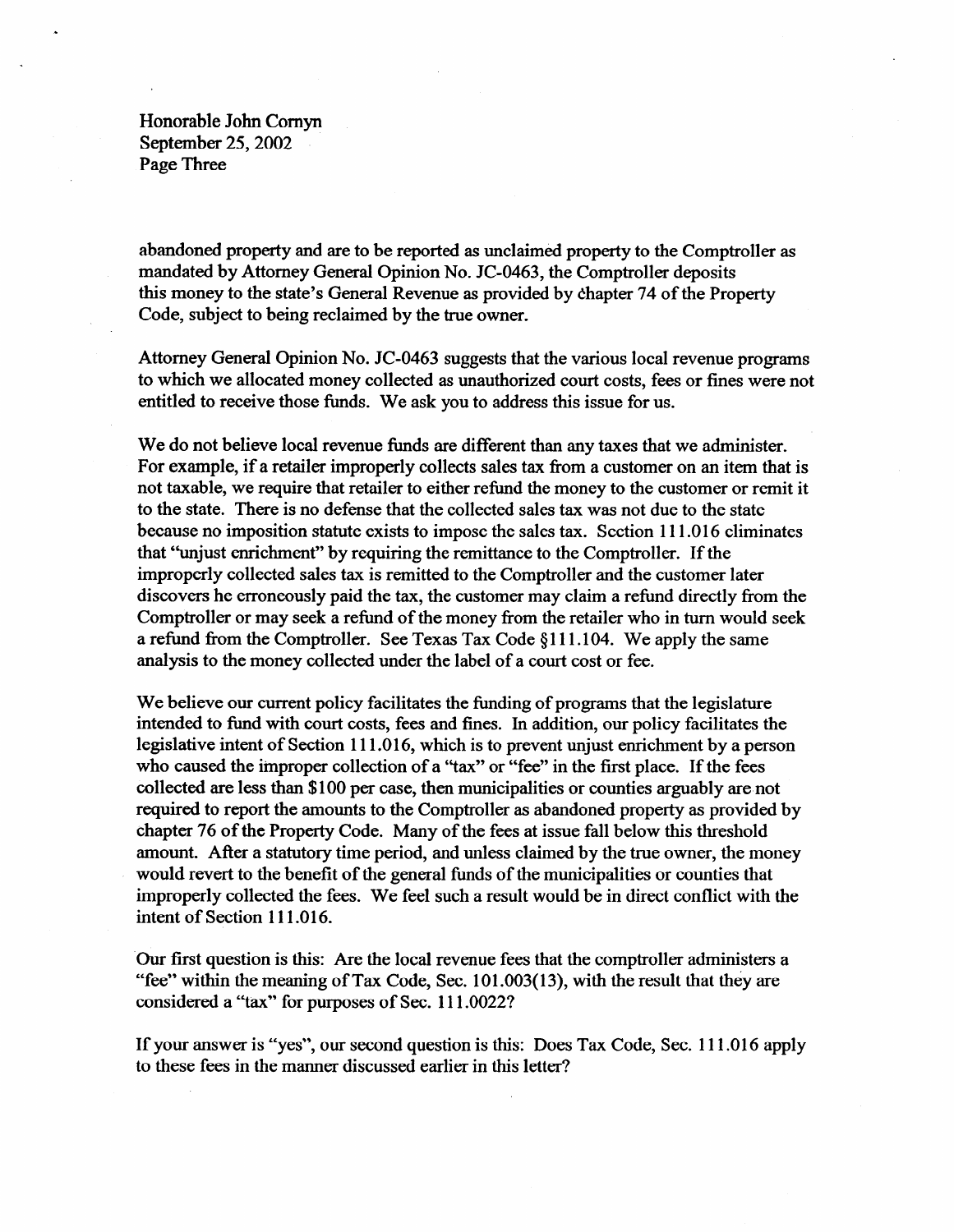abandoned property and are to be reported as unclaimed property to the Comptroller as mandated by Attorney General Opinion No. JC-0463, the Comptroller deposits this money to the state's General Revenue as provided by chapter 74 of the Property Code, subject to being reclaimed by the true owner.

Attorney General Opinion No. JC-0463 suggests that the various local revenue programs to which we allocated money collected as unauthorized court costs, fees or fines were not entitled to receive those funds. We ask you to address this issue for us.

We do not believe local revenue funds are different than any taxes that we administer. For example, if a retailer improperly collects sales tax from a customer on an item that is not taxable, we require that retailer to either refund the money to the customer or remit it to the state. There is no defense that the collected sales tax was not due to the state because no imposition statute exists to impose the sales tax. Section 111.016 eliminates that "unjust enrichment" by requiring the remittance to the Comptroller. If the improperly collected sales tax is remitted to the Comptroller and the customer later discovers he erroneously paid the tax, the customer may claim a refund directly from the Comptroller or may seek a refund of the money from the retailer who in turn would seek a refund from the Comptroller. See Texas Tax Code §111.104. We apply the same analysis to the money collected under the label of a court cost or fee.

We believe our current policy facilitates the funding of programs that the legislature intended to fund with court costs, fees and fines. In addition, our policy facilitates the legislative intent of Section 111.016, which is to prevent unjust enrichment by a person who caused the improper collection of a "tax" or "fee" in the first place. If the fees collected are less than $100 per case, then municipalities or counties arguably are not required to report the amounts to the Comptroller as abandoned property as provided by chapter 76 of the Property Code. Many of the fees at issue fall below this threshold amount. After a statutory time period, and unless claimed by the true owner, the money would revert to the benefit of the general funds of the municipalities or counties that improperly collected the fees. We feel such a result would be in direct conflict with the intent of Section 111.016.

Our first question is this: Are the local revenue fees that the comptroller administers a "fee" within the meaning of Tax Code, Sec. 101.003(13), with the result that they are considered a "tax" for purposes of Sec. 111.0022?

If your answer is "yes", our second question is this: Does Tax Code, Sec. 111.016 apply to these fees in the manner discussed earlier in this letter?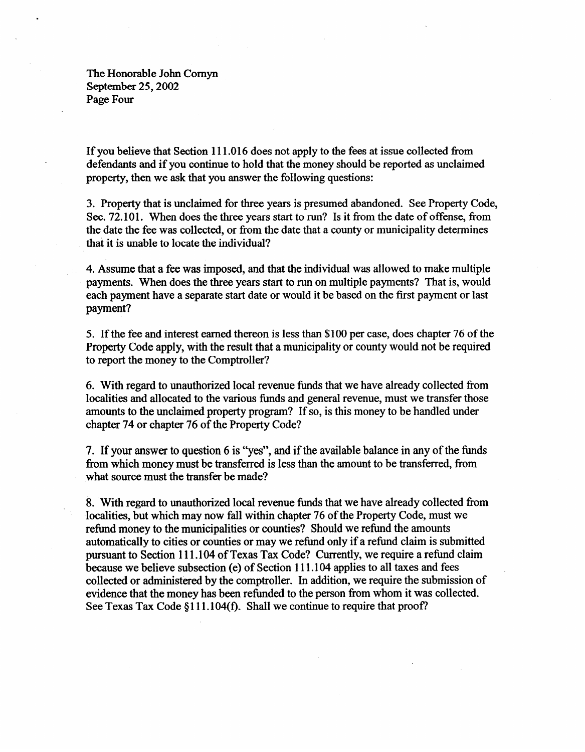If you believe that Section 111.016 does not apply to the fees at issue collected from defendants and if you continue to hold that the money should be reported as unclaimed property, then we ask that you answer the following questions:

3. Property that is unclaimed for three years is presumed abandoned. See Property Code, Sec. 72.101. When does the three years start to run? Is it from the date of offense, from the date the fee was collected, or from the date that a county or municipality determines that it is unable to locate the individual?

4. Assume that a fee was imposed, and that the individual was allowed to make multiple payments. When does the three years start to run on multiple payments? That is, would each payment have a separate start date or would it be based on the first payment or last payment?

5. If the fee and interest earned thereon is less than $100 per case, does chapter 76 of the Property Code apply, with the result that a municipality or county would not be required to report the money to the Comptroller?

6. With regard to unauthorized local revenue funds that we have already collected from localities and allocated to the various funds and general revenue, must we transfer those amounts to the unclaimed property program? If so, is this money to be handled under chapter 74 or chapter 76 of the Property Code?

7. If your answer to question 6 is "yes", and if the available balance in any of the funds from which money must be transferred is less than the amount to be transferred, from what source must the transfer be made?

8. With regard to unauthorized local revenue funds that we have already collected from localities, but which may now fall within chapter 76 of the Property Code, must we refund money to the municipalities or counties? Should we refund the amounts automatically to cities or counties or may we refund only if a refund claim is submitted pursuant to Section 111.104 of Texas Tax Code? Currently, we require a refund claim because we believe subsection (e) of Section 111.104 applies to all taxes and fees collected or administered by the comptroller. In addition, we require the submission of evidence that the money has been refunded to the person from whom it was collected. See Texas Tax Code §111.104(f). Shall we continue to require that proof?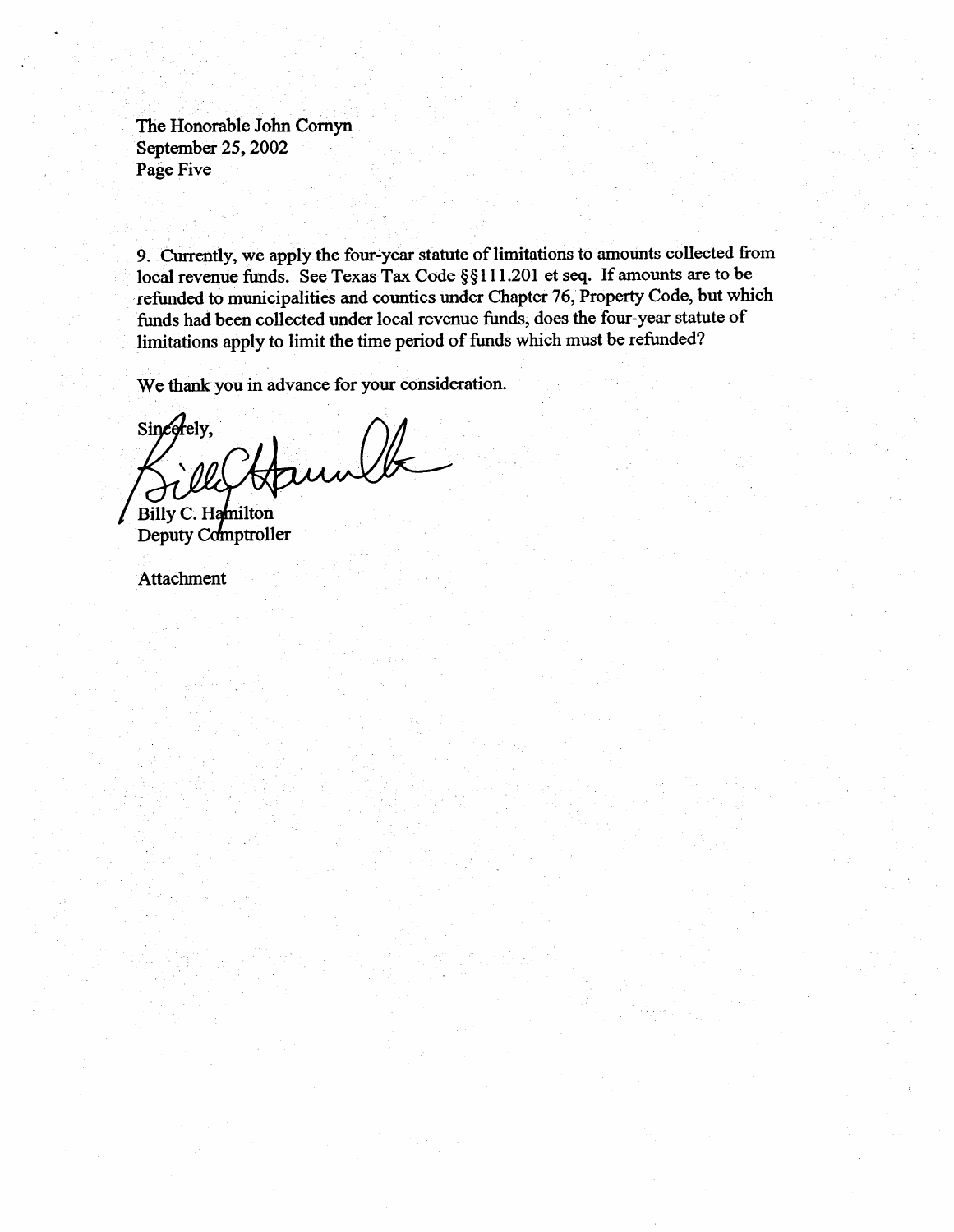The Honorable John Cornyn
September 25, 2002
Page Five

9. Currently, we apply the four-year statute of limitations to amounts collected from local revenue funds. See Texas Tax Code §§111.201 et seq. If amounts are to be refunded to municipalities and counties under Chapter 76, Property Code, but which funds had been collected under local revenue funds, does the four-year statute of limitations apply to limit the time period of funds which must be refunded?

We thank you in advance for your consideration.

Sincerely,

Billy C. Hamilton
Deputy Comptroller

Attachment